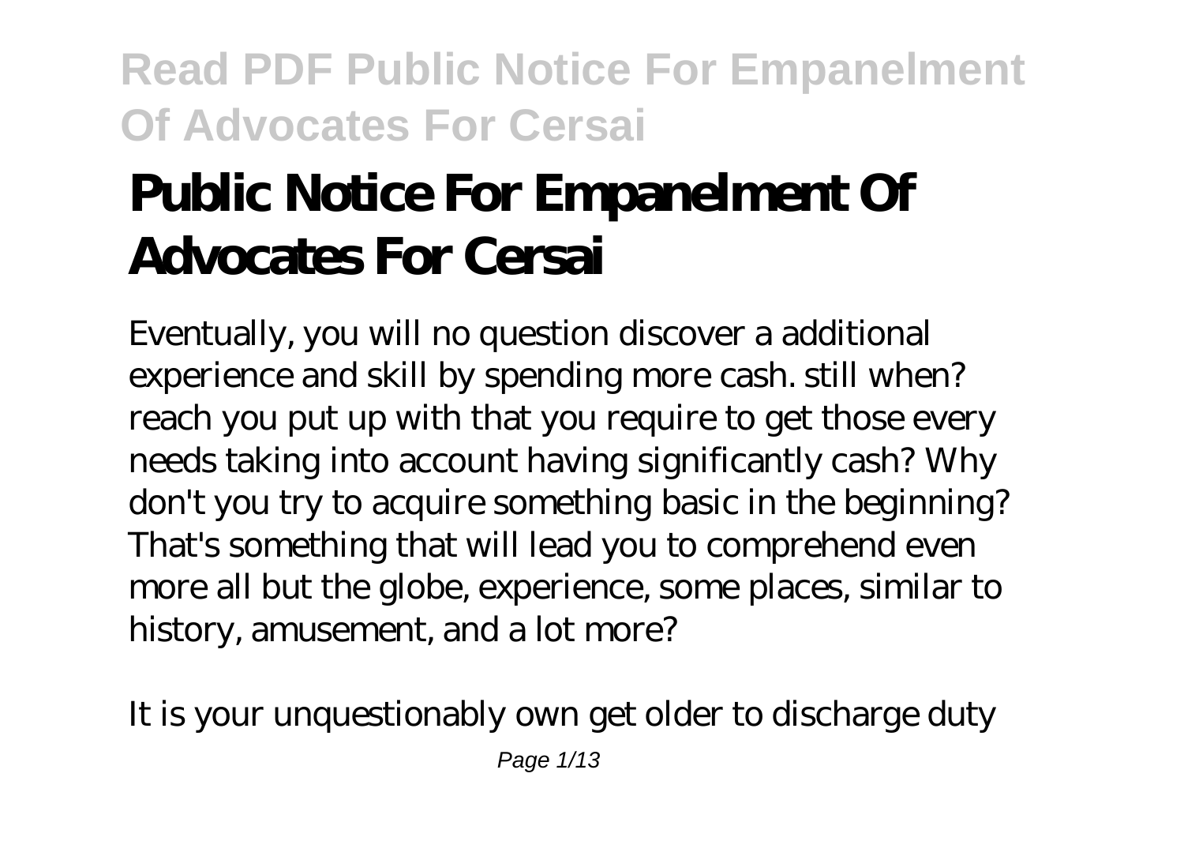# Public Notice For Empanelment Of Advocates For Cersai

Eventually, you will no question discover a additional experience and skill by spending more cash. still when? reach you put up with that you require to get those every needs taking into account having significantly cash? Why don't you try to acquire something basic in the beginning? That's something that will lead you to comprehend even more all but the globe, experience, some places, similar to history, amusement, and a lot more?

It is your unquestionably own get older to discharge duty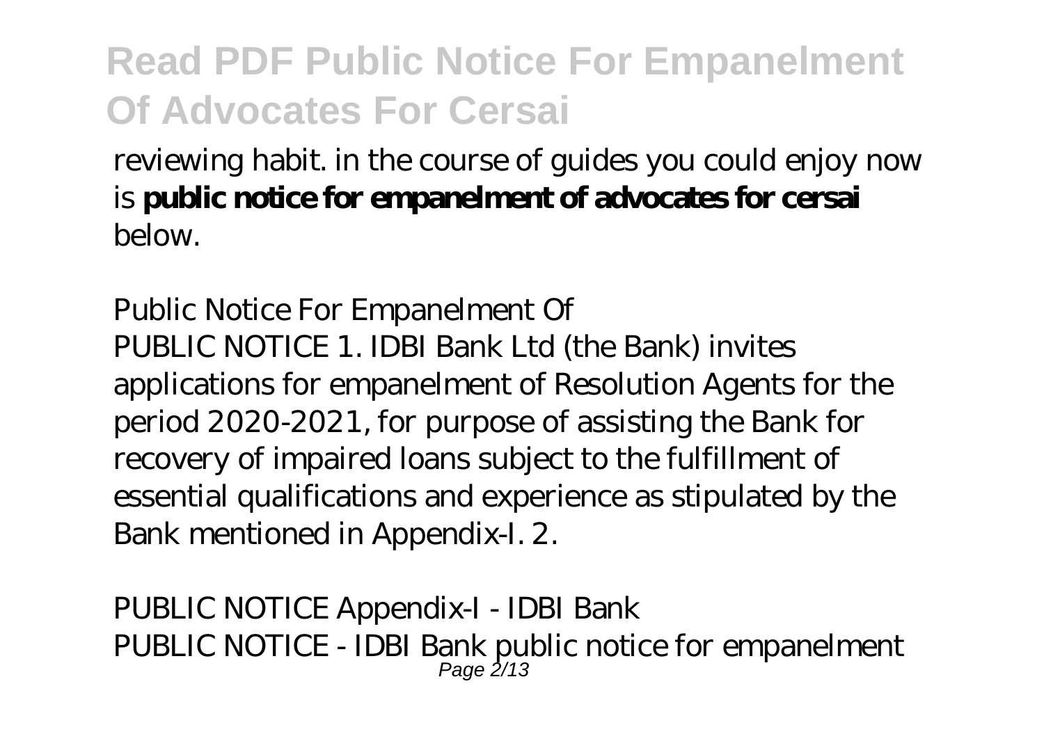reviewing habit. in the course of guides you could enjoy now is **public notice for empanelment of advocates for cersai** below.

*Public Notice For Empanelment Of*

PUBLIC NOTICE 1. IDBI Bank Ltd (the Bank) invites applications for empanelment of Resolution Agents for the period 2020-2021, for purpose of assisting the Bank for recovery of impaired loans subject to the fulfillment of essential qualifications and experience as stipulated by the Bank mentioned in Appendix-I. 2.

*PUBLIC NOTICE Appendix-I - IDBI Bank*

PUBLIC NOTICE - IDBI Bank public notice for empanelment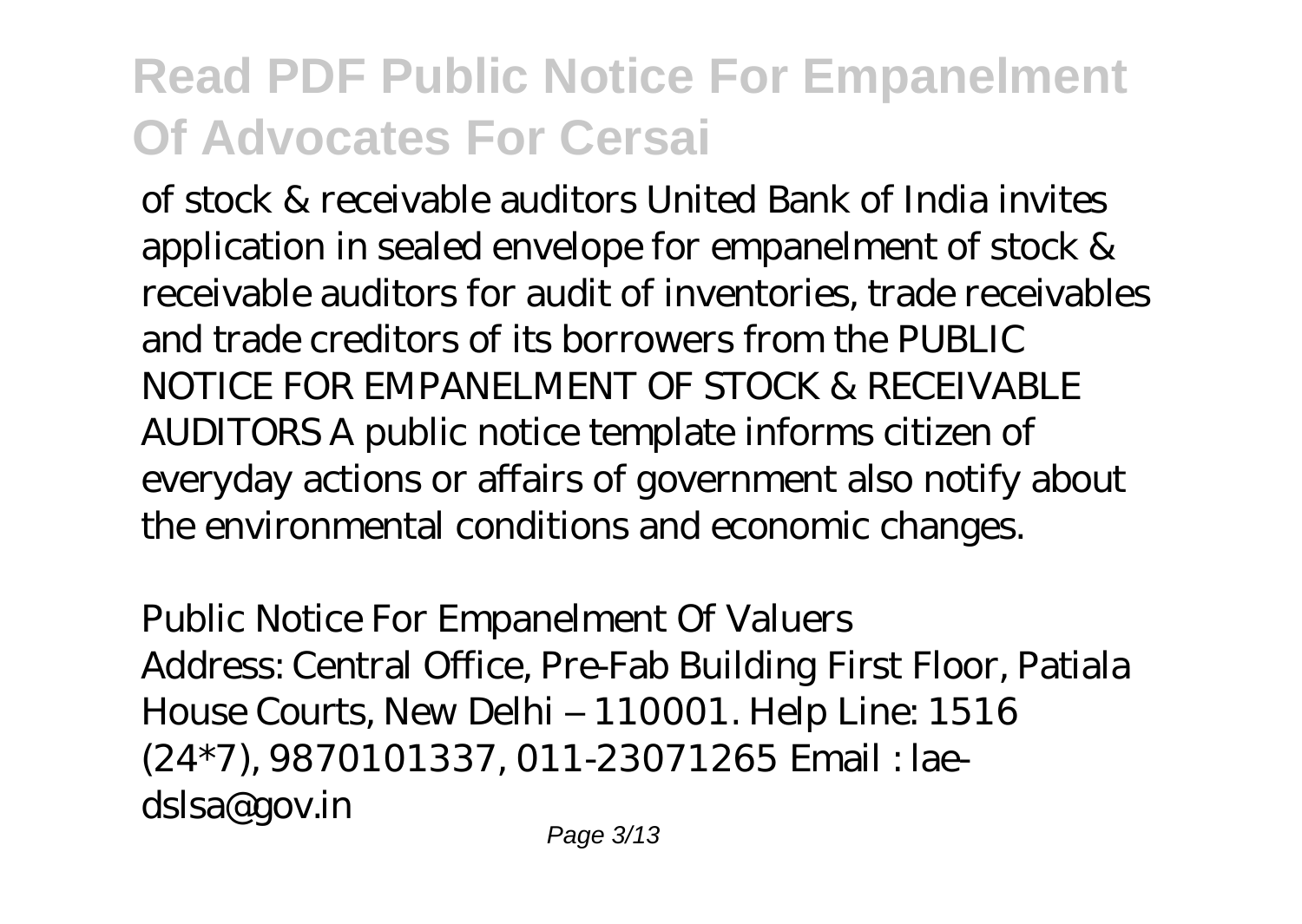of stock & receivable auditors United Bank of India invites application in sealed envelope for empanelment of stock & receivable auditors for audit of inventories, trade receivables and trade creditors of its borrowers from the PUBLIC NOTICE FOR EMPANELMENT OF STOCK & RECEIVABLE AUDITORS A public notice template informs citizen of everyday actions or affairs of government also notify about the environmental conditions and economic changes.

*Public Notice For Empanelment Of Valuers*

Address: Central Office, Pre-Fab Building First Floor, Patiala House Courts, New Delhi – 110001. Help Line: 1516 (24*7), 9870101337, 011-23071265 Email : lae-dslsa@gov.in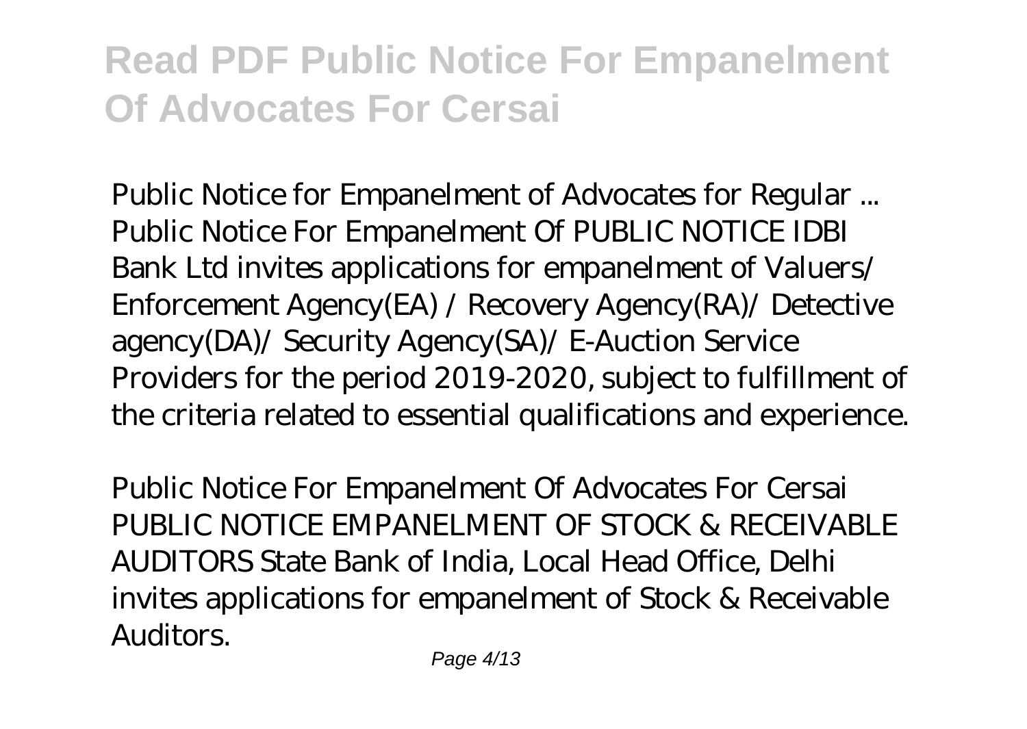*Public Notice for Empanelment of Advocates for Regular ...*
Public Notice For Empanelment Of PUBLIC NOTICE IDBI Bank Ltd invites applications for empanelment of Valuers/ Enforcement Agency(EA) / Recovery Agency(RA)/ Detective agency(DA)/ Security Agency(SA)/ E-Auction Service Providers for the period 2019-2020, subject to fulfillment of the criteria related to essential qualifications and experience.

*Public Notice For Empanelment Of Advocates For Cersai*
PUBLIC NOTICE EMPANELMENT OF STOCK & RECEIVABLE AUDITORS State Bank of India, Local Head Office, Delhi invites applications for empanelment of Stock & Receivable Auditors.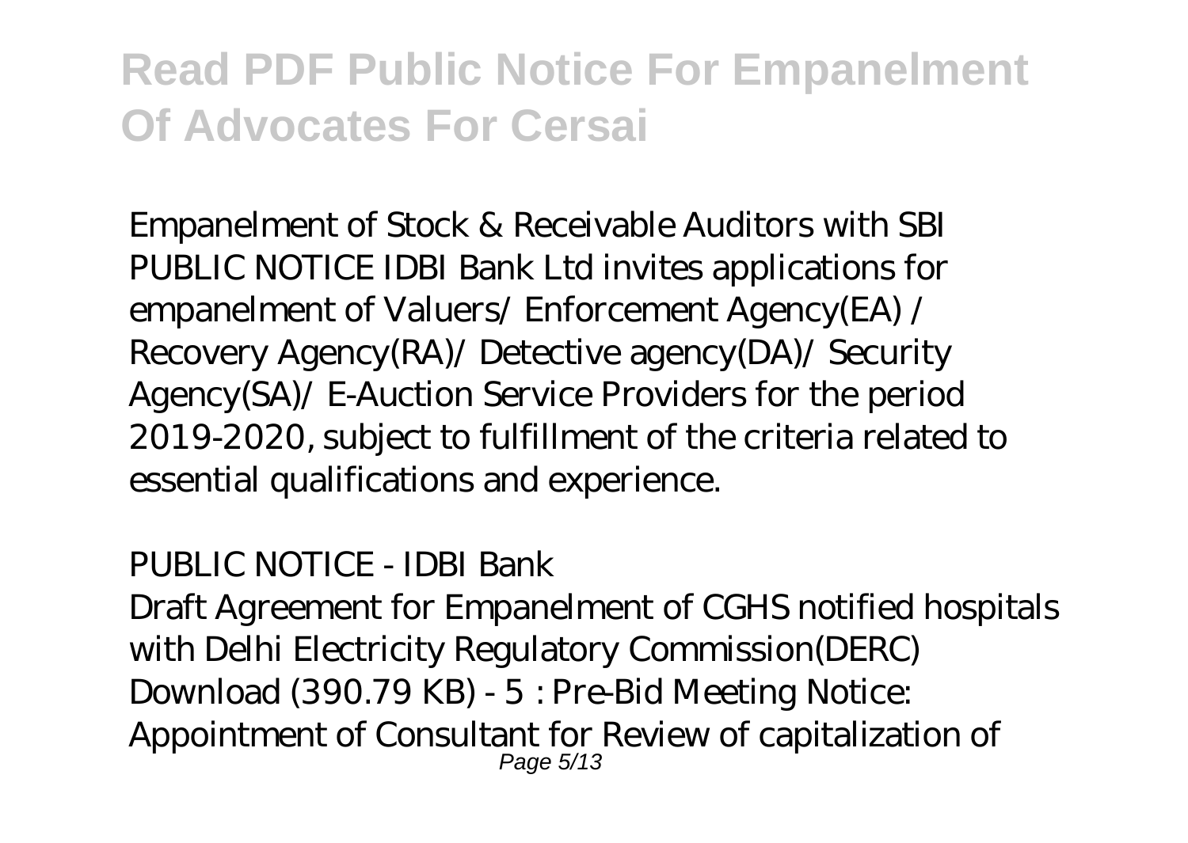Empanelment of Stock & Receivable Auditors with SBI PUBLIC NOTICE IDBI Bank Ltd invites applications for empanelment of Valuers/ Enforcement Agency(EA) / Recovery Agency(RA)/ Detective agency(DA)/ Security Agency(SA)/ E-Auction Service Providers for the period 2019-2020, subject to fulfillment of the criteria related to essential qualifications and experience.

PUBLIC NOTICE - IDBI Bank

Draft Agreement for Empanelment of CGHS notified hospitals with Delhi Electricity Regulatory Commission(DERC) Download (390.79 KB) - 5 : Pre-Bid Meeting Notice: Appointment of Consultant for Review of capitalization of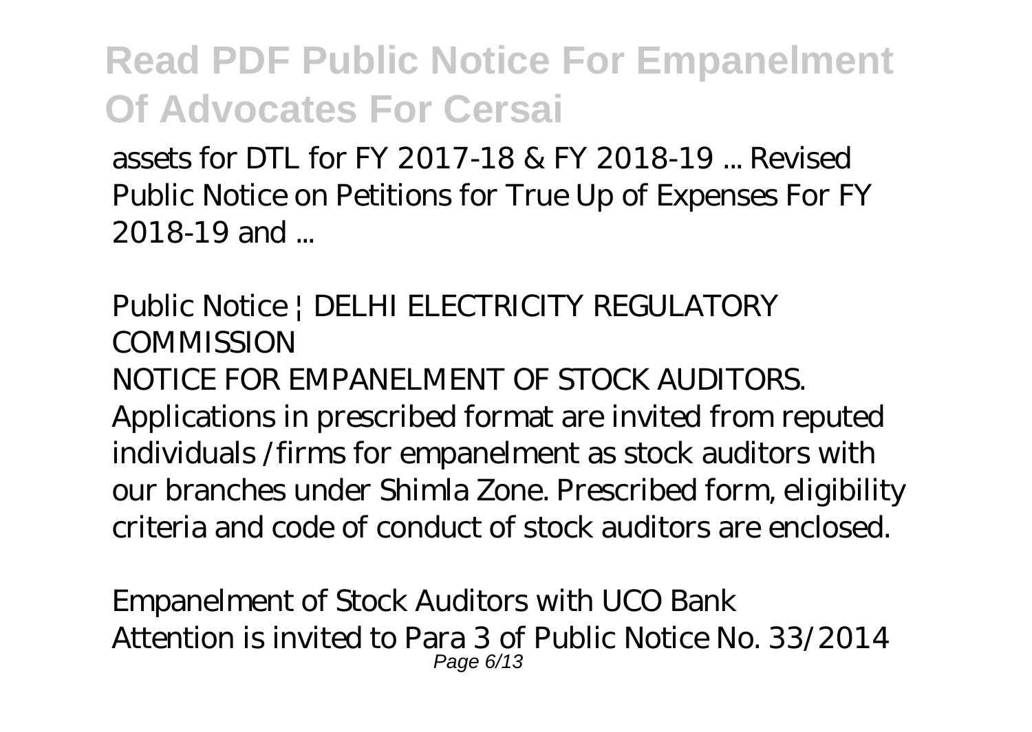assets for DTL for FY 2017-18 & FY 2018-19 ... Revised Public Notice on Petitions for True Up of Expenses For FY 2018-19 and ...

*Public Notice | DELHI ELECTRICITY REGULATORY COMMISSION*

NOTICE FOR EMPANELMENT OF STOCK AUDITORS. Applications in prescribed format are invited from reputed individuals /firms for empanelment as stock auditors with our branches under Shimla Zone. Prescribed form, eligibility criteria and code of conduct of stock auditors are enclosed.

*Empanelment of Stock Auditors with UCO Bank*

Attention is invited to Para 3 of Public Notice No. 33/2014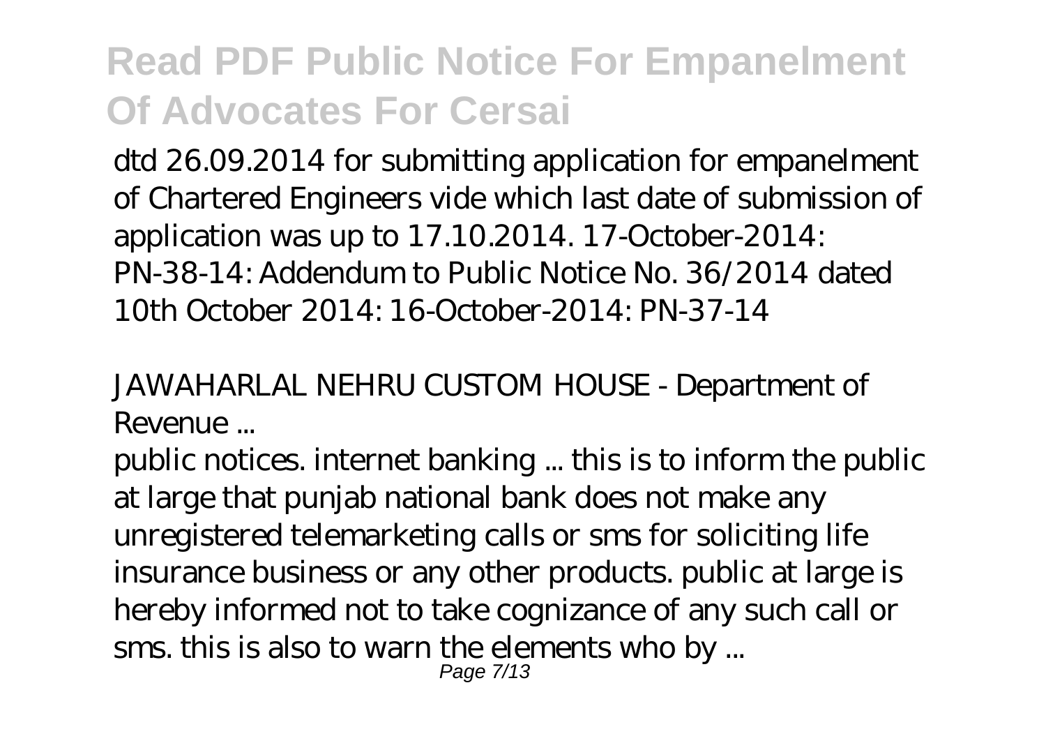dtd 26.09.2014 for submitting application for empanelment of Chartered Engineers vide which last date of submission of application was up to 17.10.2014. 17-October-2014: PN-38-14: Addendum to Public Notice No. 36/2014 dated 10th October 2014: 16-October-2014: PN-37-14

*JAWAHARLAL NEHRU CUSTOM HOUSE - Department of Revenue ...*

public notices. internet banking ... this is to inform the public at large that punjab national bank does not make any unregistered telemarketing calls or sms for soliciting life insurance business or any other products. public at large is hereby informed not to take cognizance of any such call or sms. this is also to warn the elements who by ...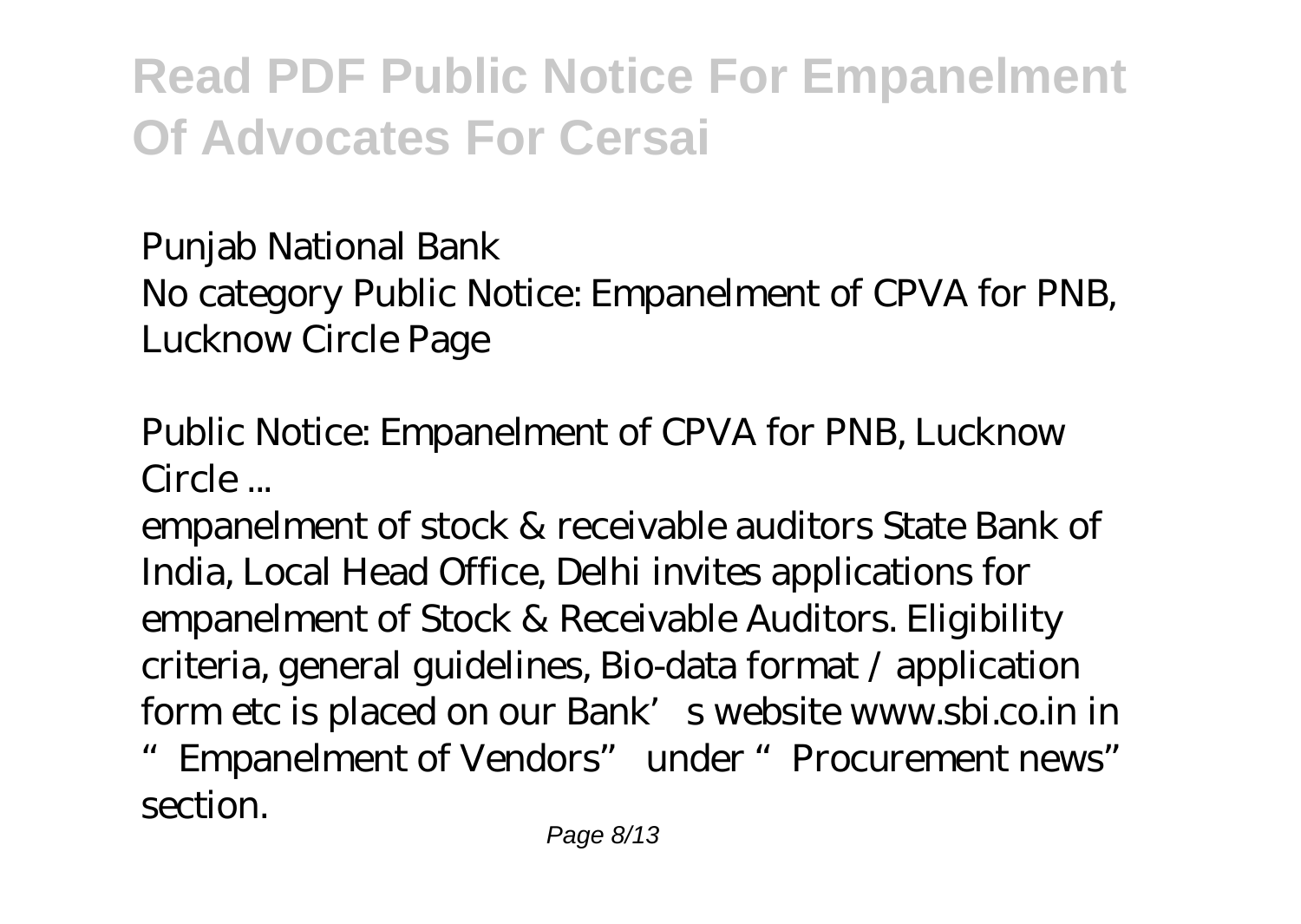*Punjab National Bank*

No category Public Notice: Empanelment of CPVA for PNB, Lucknow Circle Page

*Public Notice: Empanelment of CPVA for PNB, Lucknow Circle ...*

empanelment of stock & receivable auditors State Bank of India, Local Head Office, Delhi invites applications for empanelment of Stock & Receivable Auditors. Eligibility criteria, general guidelines, Bio-data format / application form etc is placed on our Bank's website www.sbi.co.in in "Empanelment of Vendors" under "Procurement news" section.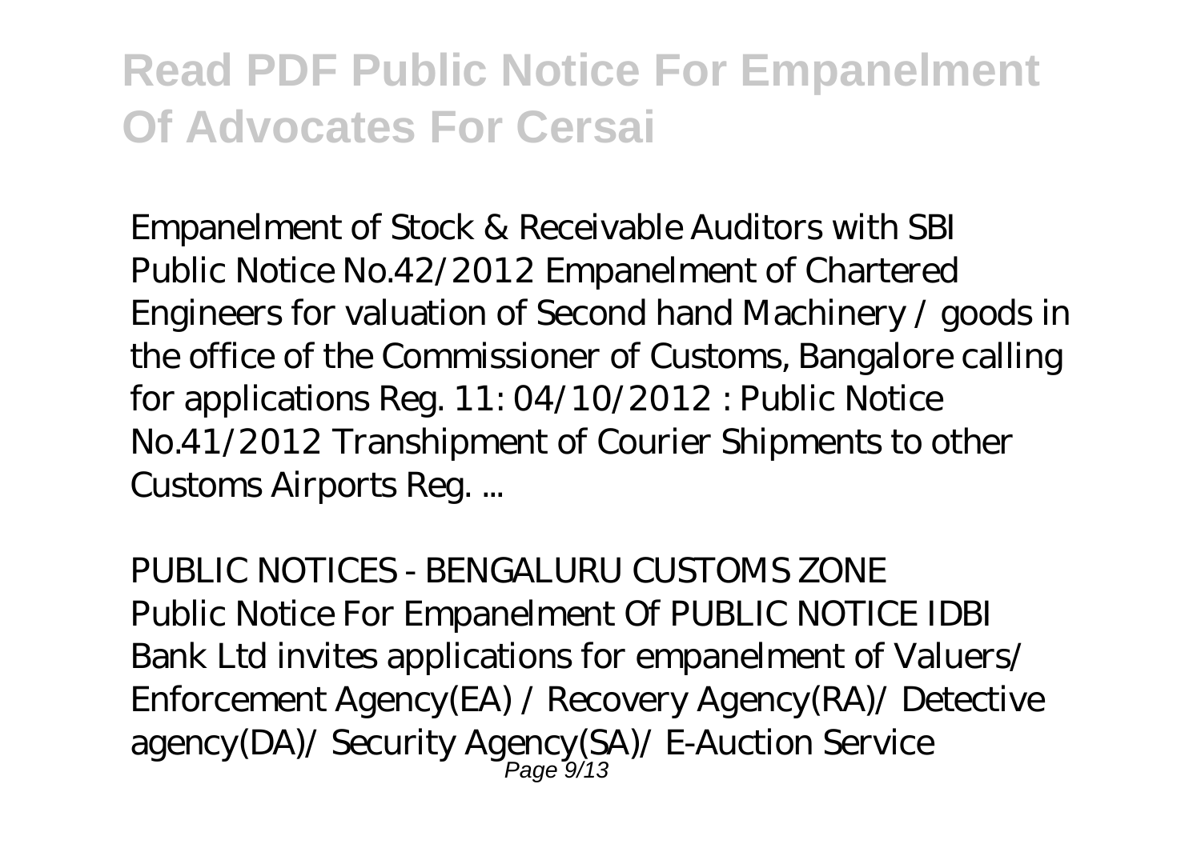*Empanelment of Stock & Receivable Auditors with SBI*
Public Notice No.42/2012 Empanelment of Chartered Engineers for valuation of Second hand Machinery / goods in the office of the Commissioner of Customs, Bangalore calling for applications Reg. 11: 04/10/2012 : Public Notice No.41/2012 Transhipment of Courier Shipments to other Customs Airports Reg. ...

*PUBLIC NOTICES - BENGALURU CUSTOMS ZONE*
Public Notice For Empanelment Of PUBLIC NOTICE IDBI Bank Ltd invites applications for empanelment of Valuers/ Enforcement Agency(EA) / Recovery Agency(RA)/ Detective agency(DA)/ Security Agency(SA)/ E-Auction Service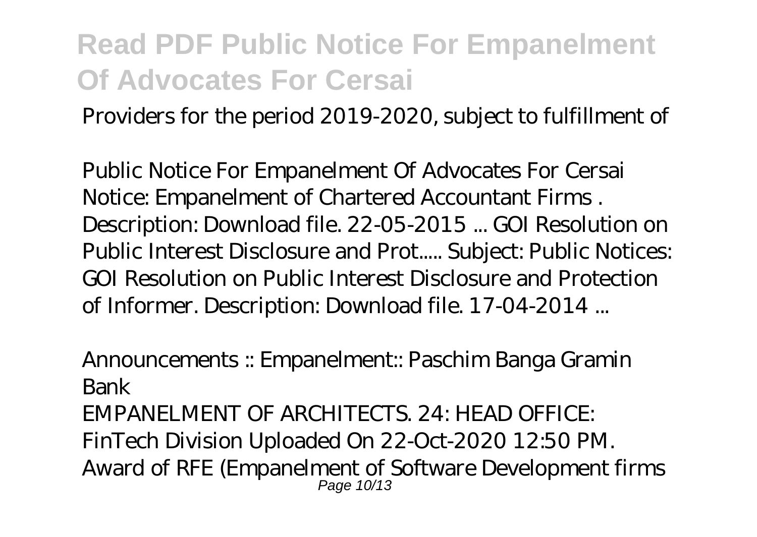Providers for the period 2019-2020, subject to fulfillment of

*Public Notice For Empanelment Of Advocates For Cersai*

Notice: Empanelment of Chartered Accountant Firms . Description: Download file. 22-05-2015 ... GOI Resolution on Public Interest Disclosure and Prot..... Subject: Public Notices: GOI Resolution on Public Interest Disclosure and Protection of Informer. Description: Download file. 17-04-2014 ...

*Announcements :: Empanelment:: Paschim Banga Gramin Bank*

EMPANELMENT OF ARCHITECTS. 24: HEAD OFFICE: FinTech Division Uploaded On 22-Oct-2020 12:50 PM. Award of RFE (Empanelment of Software Development firms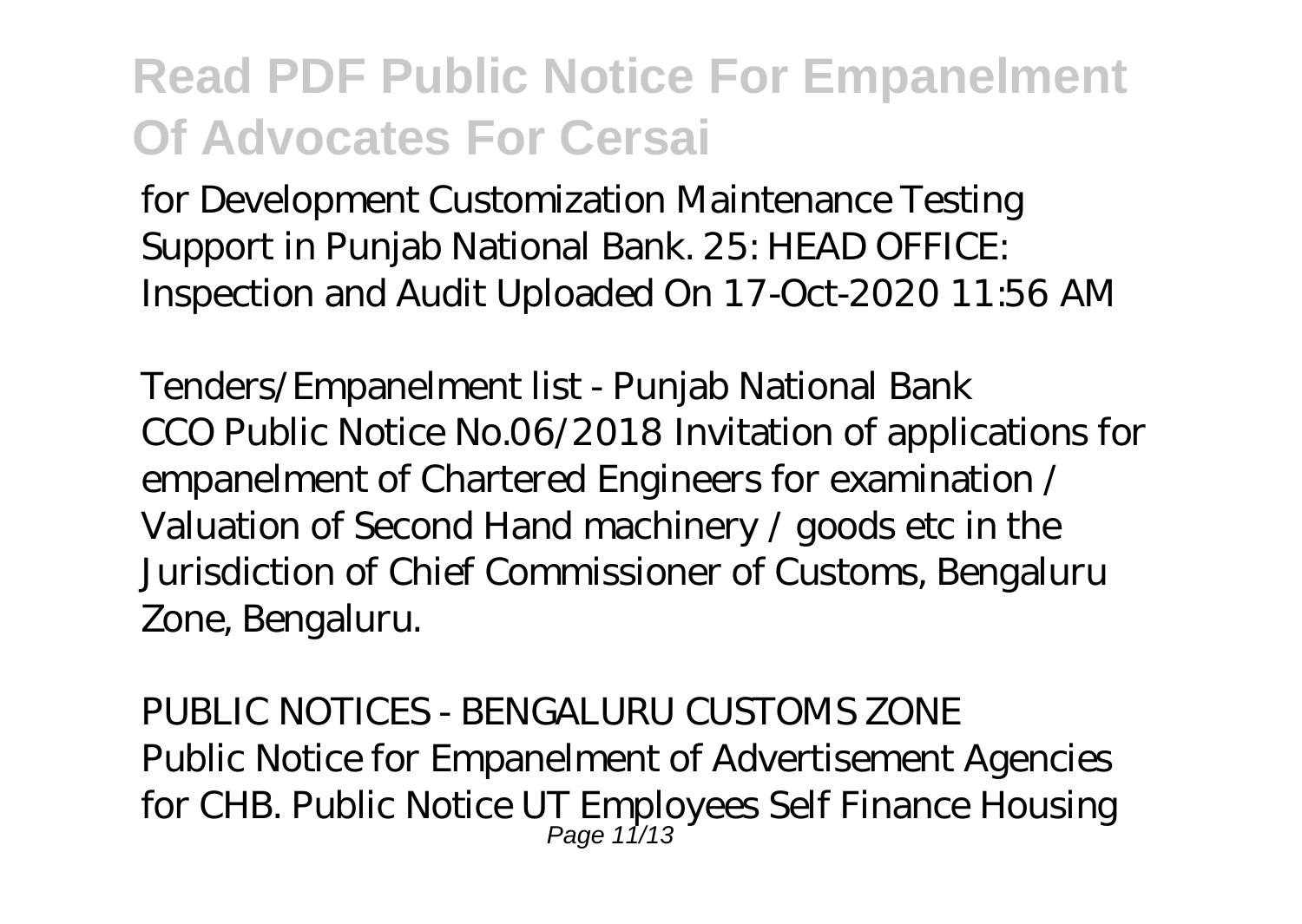for Development Customization Maintenance Testing Support in Punjab National Bank. 25: HEAD OFFICE: Inspection and Audit Uploaded On 17-Oct-2020 11:56 AM

*Tenders/Empanelment list - Punjab National Bank*

CCO Public Notice No.06/2018 Invitation of applications for empanelment of Chartered Engineers for examination / Valuation of Second Hand machinery / goods etc in the Jurisdiction of Chief Commissioner of Customs, Bengaluru Zone, Bengaluru.

*PUBLIC NOTICES - BENGALURU CUSTOMS ZONE*

Public Notice for Empanelment of Advertisement Agencies for CHB. Public Notice UT Employees Self Finance Housing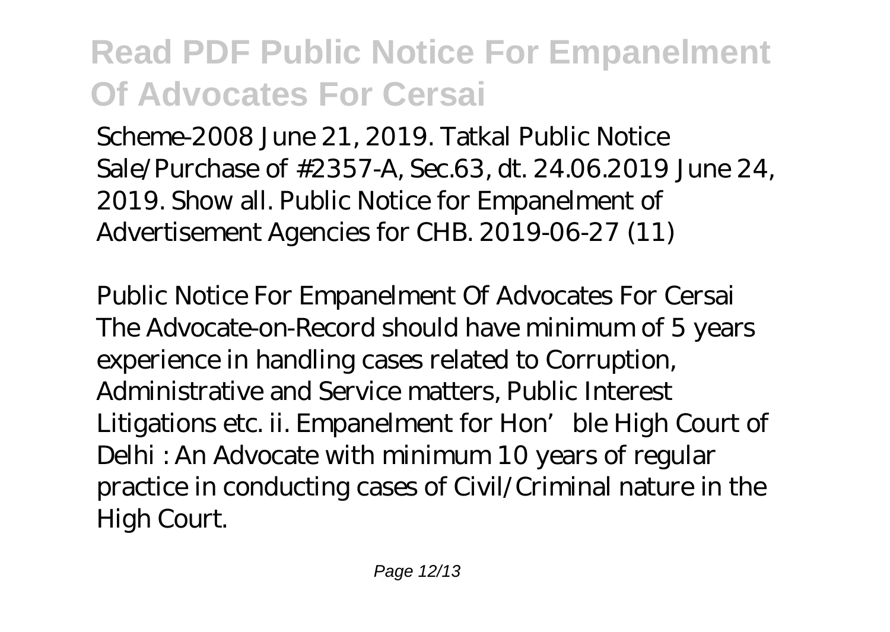Scheme-2008 June 21, 2019. Tatkal Public Notice Sale/Purchase of #2357-A, Sec.63, dt. 24.06.2019 June 24, 2019. Show all. Public Notice for Empanelment of Advertisement Agencies for CHB. 2019-06-27 (11)

*Public Notice For Empanelment Of Advocates For Cersai*

The Advocate-on-Record should have minimum of 5 years experience in handling cases related to Corruption, Administrative and Service matters, Public Interest Litigations etc. ii. Empanelment for Hon'ble High Court of Delhi : An Advocate with minimum 10 years of regular practice in conducting cases of Civil/Criminal nature in the High Court.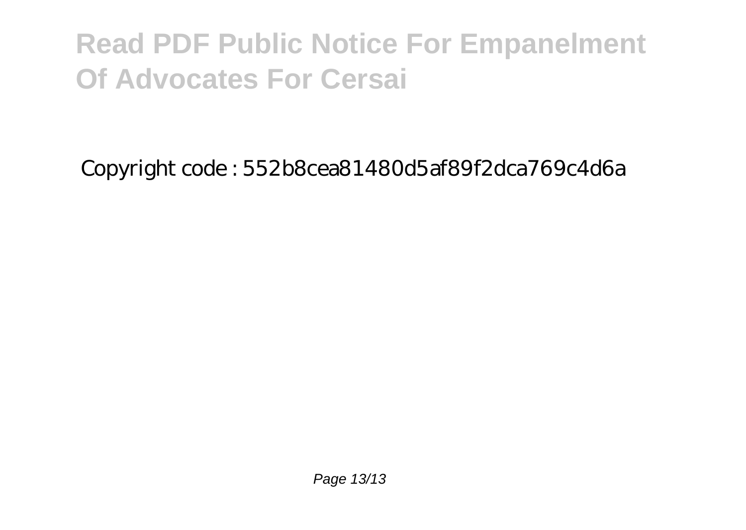Copyright code : 552b8cea81480d5af89f2dca769c4d6a